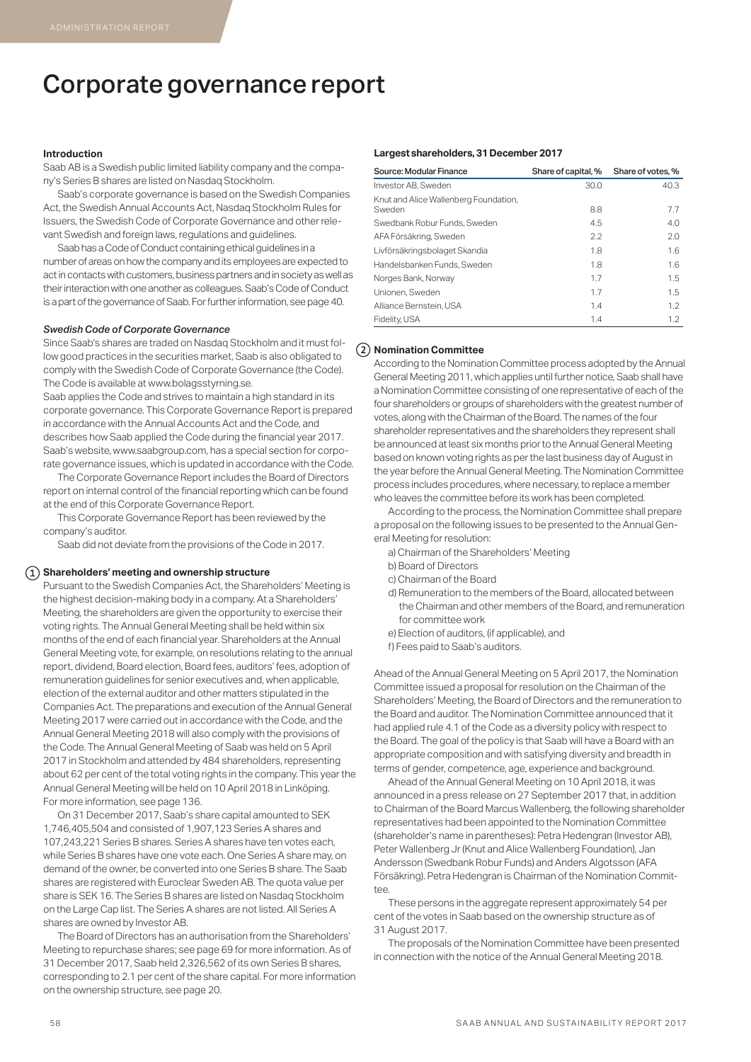# Corporate governance report

### Introduction

Saab AB is a Swedish public limited liability company and the company's Series B shares are listed on Nasdaq Stockholm.

Saab's corporate governance is based on the Swedish Companies Act, the Swedish Annual Accounts Act, Nasdaq Stockholm Rules for Issuers, the Swedish Code of Corporate Governance and other relevant Swedish and foreign laws, regulations and guidelines.

Saab has a Code of Conduct containing ethical guidelines in a number of areas on how the company and its employees are expected to act in contacts with customers, business partners and in society as well as their interaction with one another as colleagues. Saab's Code of Conduct is a part of the governance of Saab. For further information, see page 40.

#### *Swedish Code of Corporate Governance*

Since Saab's shares are traded on Nasdaq Stockholm and it must follow good practices in the securities market, Saab is also obligated to comply with the Swedish Code of Corporate Governance (the Code). The Code is available at www.bolagsstyrning.se.

Saab applies the Code and strives to maintain a high standard in its corporate governance. This Corporate Governance Report is prepared in accordance with the Annual Accounts Act and the Code, and describes how Saab applied the Code during the financial year 2017. Saab's website, www.saabgroup.com, has a special section for corporate governance issues, which is updated in accordance with the Code.

The Corporate Governance Report includes the Board of Directors report on internal control of the financial reporting which can be found at the end of this Corporate Governance Report.

This Corporate Governance Report has been reviewed by the company's auditor.

Saab did not deviate from the provisions of the Code in 2017.

### 1 Shareholders' meeting and ownership structure

Pursuant to the Swedish Companies Act, the Shareholders' Meeting is the highest decision-making body in a company. At a Shareholders' Meeting, the shareholders are given the opportunity to exercise their voting rights. The Annual General Meeting shall be held within six months of the end of each financial year. Shareholders at the Annual General Meeting vote, for example, on resolutions relating to the annual report, dividend, Board election, Board fees, auditors' fees, adoption of remuneration guidelines for senior executives and, when applicable, election of the external auditor and other matters stipulated in the Companies Act. The preparations and execution of the Annual General Meeting 2017 were carried out in accordance with the Code, and the Annual General Meeting 2018 will also comply with the provisions of the Code. The Annual General Meeting of Saab was held on 5 April 2017 in Stockholm and attended by 484 shareholders, representing about 62 per cent of the total voting rights in the company. This year the Annual General Meeting will be held on 10 April 2018 in Linköping. For more information, see page 136.

On 31 December 2017, Saab's share capital amounted to SEK 1,746,405,504 and consisted of 1,907,123 Series A shares and 107,243,221 Series B shares. Series A shares have ten votes each, while Series B shares have one vote each. One Series A share may, on demand of the owner, be converted into one Series B share. The Saab shares are registered with Euroclear Sweden AB. The quota value per share is SEK 16. The Series B shares are listed on Nasdaq Stockholm on the Large Cap list. The Series A shares are not listed. All Series A shares are owned by Investor AB.

The Board of Directors has an authorisation from the Shareholders' Meeting to repurchase shares; see page 69 for more information. As of 31 December 2017, Saab held 2,326,562 of its own Series B shares, corresponding to 2.1 per cent of the share capital. For more information on the ownership structure, see page 20.

#### Largest shareholders, 31 December 2017

| Source: Modular Finance | Share of capital, % | Share of votes, % |
|---|---|---|
| Investor AB, Sweden | 30.0 | 40.3 |
| Knut and Alice Wallenberg Foundation, Sweden | 8.8 | 7.7 |
| Swedbank Robur Funds, Sweden | 4.5 | 4.0 |
| AFA Försäkring, Sweden | 2.2 | 2.0 |
| Livförsäkringsbolaget Skandia | 1.8 | 1.6 |
| Handelsbanken Funds, Sweden | 1.8 | 1.6 |
| Norges Bank, Norway | 1.7 | 1.5 |
| Unionen, Sweden | 1.7 | 1.5 |
| Alliance Bernstein, USA | 1.4 | 1.2 |
| Fidelity, USA | 1.4 | 1.2 |

### 2 Nomination Committee

According to the Nomination Committee process adopted by the Annual General Meeting 2011, which applies until further notice, Saab shall have a Nomination Committee consisting of one representative of each of the four shareholders or groups of shareholders with the greatest number of votes, along with the Chairman of the Board. The names of the four shareholder representatives and the shareholders they represent shall be announced at least six months prior to the Annual General Meeting based on known voting rights as per the last business day of August in the year before the Annual General Meeting. The Nomination Committee process includes procedures, where necessary, to replace a member who leaves the committee before its work has been completed.

According to the process, the Nomination Committee shall prepare a proposal on the following issues to be presented to the Annual General Meeting for resolution:

a) Chairman of the Shareholders' Meeting
b) Board of Directors
c) Chairman of the Board
d) Remuneration to the members of the Board, allocated between the Chairman and other members of the Board, and remuneration for committee work
e) Election of auditors, (if applicable), and
f) Fees paid to Saab's auditors.

Ahead of the Annual General Meeting on 5 April 2017, the Nomination Committee issued a proposal for resolution on the Chairman of the Shareholders' Meeting, the Board of Directors and the remuneration to the Board and auditor. The Nomination Committee announced that it had applied rule 4.1 of the Code as a diversity policy with respect to the Board. The goal of the policy is that Saab will have a Board with an appropriate composition and with satisfying diversity and breadth in terms of gender, competence, age, experience and background.

Ahead of the Annual General Meeting on 10 April 2018, it was announced in a press release on 27 September 2017 that, in addition to Chairman of the Board Marcus Wallenberg, the following shareholder representatives had been appointed to the Nomination Committee (shareholder's name in parentheses): Petra Hedengran (Investor AB), Peter Wallenberg Jr (Knut and Alice Wallenberg Foundation), Jan Andersson (Swedbank Robur Funds) and Anders Algotsson (AFA Försäkring). Petra Hedengran is Chairman of the Nomination Committee.

These persons in the aggregate represent approximately 54 per cent of the votes in Saab based on the ownership structure as of 31 August 2017.

The proposals of the Nomination Committee have been presented in connection with the notice of the Annual General Meeting 2018.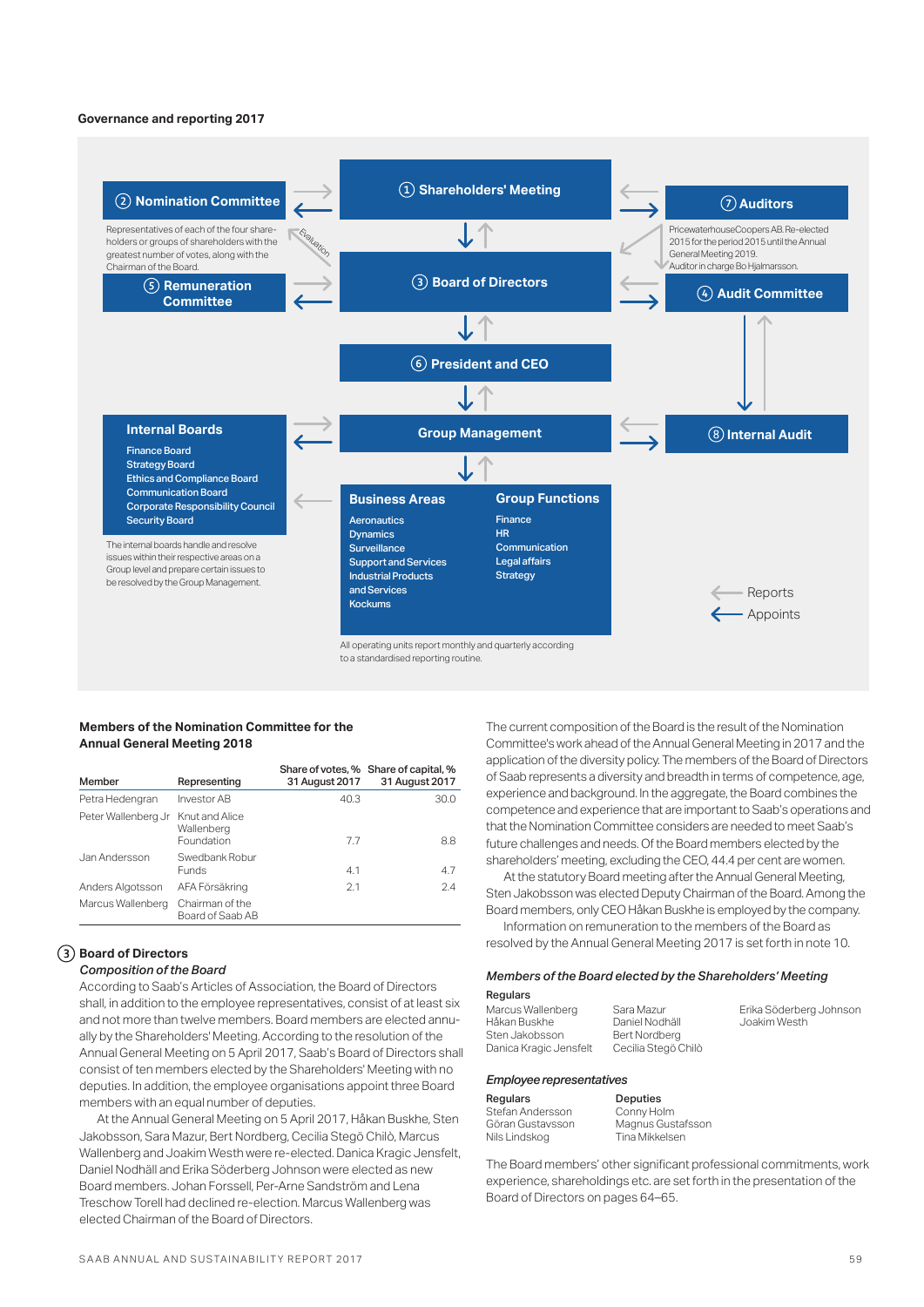**Governance and reporting 2017**

① Shareholders' Meeting

② Nomination Committee

Representatives of each of the four shareholders or groups of shareholders with the greatest number of votes, along with the Chairman of the Board.

Evaluation

⑦ Auditors

PricewaterhouseCoopers AB. Re-elected 2015 for the period 2015 until the Annual General Meeting 2019. Auditor in charge Bo Hjalmarsson.

③ Board of Directors

⑤ Remuneration Committee

④ Audit Committee

⑥ President and CEO

Group Management

**Internal Boards**

- Finance Board
- Strategy Board
- Ethics and Compliance Board
- Communication Board
- Corporate Responsibility Council
- Security Board

The internal boards handle and resolve issues within their respective areas on a Group level and prepare certain issues to be resolved by the Group Management.

⑧ Internal Audit

**Business Areas**

- Aeronautics
- Dynamics
- Surveillance
- Support and Services
- Industrial Products and Services
- Kockums

**Group Functions**

- Finance
- HR
- Communication
- Legal affairs
- Strategy

All operating units report monthly and quarterly according to a standardised reporting routine.

← Reports
← Appoints

**Members of the Nomination Committee for the Annual General Meeting 2018**

| Member | Representing | Share of votes, % 31 August 2017 | Share of capital, % 31 August 2017 |
|---|---|---|---|
| Petra Hedengran | Investor AB | 40.3 | 30.0 |
| Peter Wallenberg Jr | Knut and Alice Wallenberg Foundation | 7.7 | 8.8 |
| Jan Andersson | Swedbank Robur Funds | 4.1 | 4.7 |
| Anders Algotsson | AFA Försäkring | 2.1 | 2.4 |
| Marcus Wallenberg | Chairman of the Board of Saab AB | | |

## ③ Board of Directors

### *Composition of the Board*

According to Saab's Articles of Association, the Board of Directors shall, in addition to the employee representatives, consist of at least six and not more than twelve members. Board members are elected annually by the Shareholders' Meeting. According to the resolution of the Annual General Meeting on 5 April 2017, Saab's Board of Directors shall consist of ten members elected by the Shareholders' Meeting with no deputies. In addition, the employee organisations appoint three Board members with an equal number of deputies.

At the Annual General Meeting on 5 April 2017, Håkan Buskhe, Sten Jakobsson, Sara Mazur, Bert Nordberg, Cecilia Stegö Chilò, Marcus Wallenberg and Joakim Westh were re-elected. Danica Kragic Jensfelt, Daniel Nodhäll and Erika Söderberg Johnson were elected as new Board members. Johan Forssell, Per-Arne Sandström and Lena Treschow Torell had declined re-election. Marcus Wallenberg was elected Chairman of the Board of Directors.

The current composition of the Board is the result of the Nomination Committee's work ahead of the Annual General Meeting in 2017 and the application of the diversity policy. The members of the Board of Directors of Saab represents a diversity and breadth in terms of competence, age, experience and background. In the aggregate, the Board combines the competence and experience that are important to Saab's operations and that the Nomination Committee considers are needed to meet Saab's future challenges and needs. Of the Board members elected by the shareholders' meeting, excluding the CEO, 44.4 per cent are women.

At the statutory Board meeting after the Annual General Meeting, Sten Jakobsson was elected Deputy Chairman of the Board. Among the Board members, only CEO Håkan Buskhe is employed by the company.

Information on remuneration to the members of the Board as resolved by the Annual General Meeting 2017 is set forth in note 10.

### *Members of the Board elected by the Shareholders' Meeting*

**Regulars**

- Marcus Wallenberg
- Håkan Buskhe
- Sten Jakobsson
- Danica Kragic Jensfelt
- Sara Mazur
- Daniel Nodhäll
- Bert Nordberg
- Cecilia Stegö Chilò
- Erika Söderberg Johnson
- Joakim Westh

### *Employee representatives*

| Regulars | Deputies |
|---|---|
| Stefan Andersson | Conny Holm |
| Göran Gustavsson | Magnus Gustafsson |
| Nils Lindskog | Tina Mikkelsen |

The Board members' other significant professional commitments, work experience, shareholdings etc. are set forth in the presentation of the Board of Directors on pages 64–65.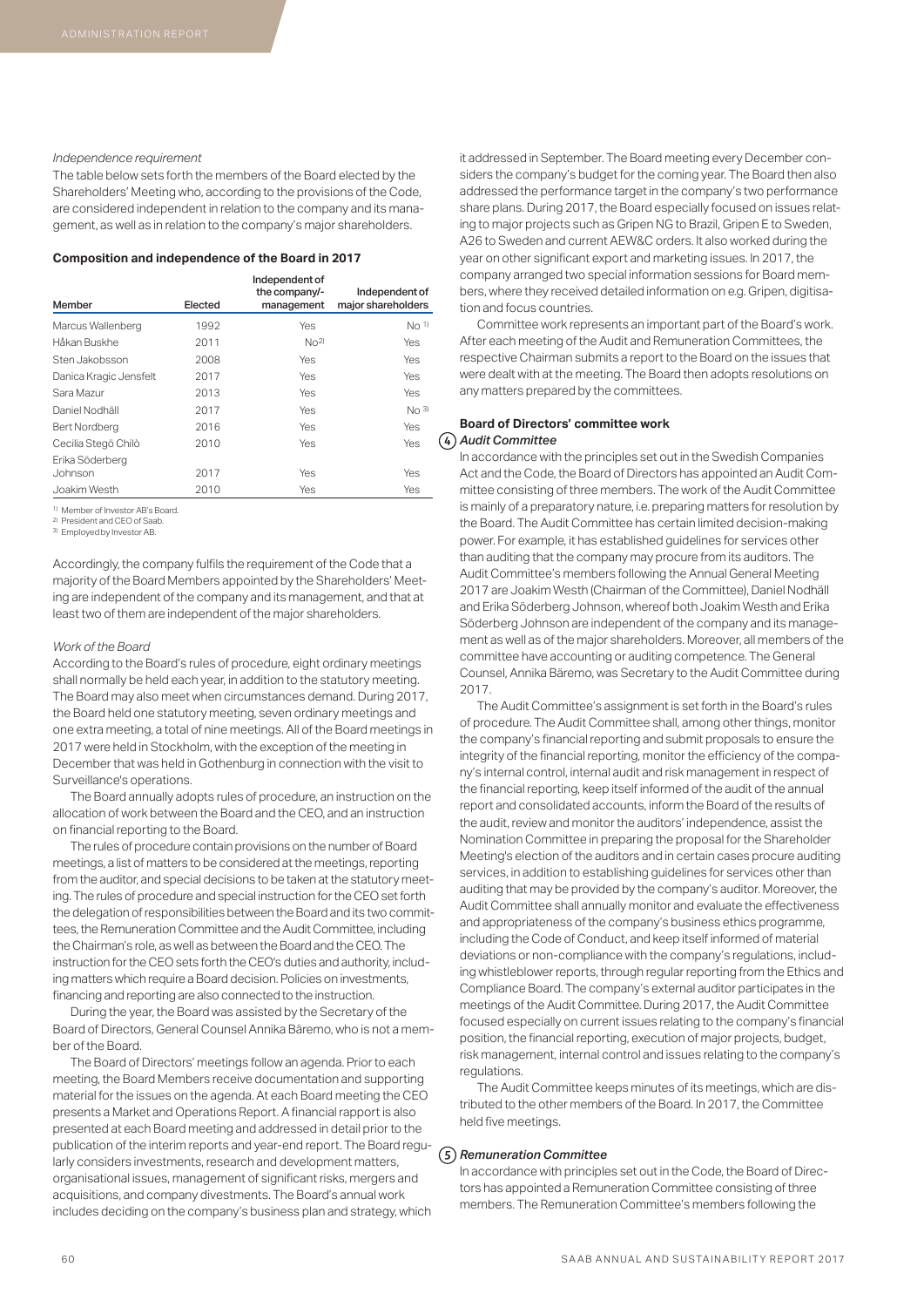*Independence requirement*

The table below sets forth the members of the Board elected by the Shareholders' Meeting who, according to the provisions of the Code, are considered independent in relation to the company and its management, as well as in relation to the company's major shareholders.

**Composition and independence of the Board in 2017**

| Member | Elected | Independent of the company/-management | Independent of major shareholders |
|---|---|---|---|
| Marcus Wallenberg | 1992 | Yes | No [1] |
| Håkan Buskhe | 2011 | No[2] | Yes |
| Sten Jakobsson | 2008 | Yes | Yes |
| Danica Kragic Jensfelt | 2017 | Yes | Yes |
| Sara Mazur | 2013 | Yes | Yes |
| Daniel Nodhäll | 2017 | Yes | No [3] |
| Bert Nordberg | 2016 | Yes | Yes |
| Cecilia Stegö Chilò | 2010 | Yes | Yes |
| Erika Söderberg Johnson | 2017 | Yes | Yes |
| Joakim Westh | 2010 | Yes | Yes |

1) Member of Investor AB's Board.
2) President and CEO of Saab.
3) Employed by Investor AB.

Accordingly, the company fulfils the requirement of the Code that a majority of the Board Members appointed by the Shareholders' Meeting are independent of the company and its management, and that at least two of them are independent of the major shareholders.

*Work of the Board*

According to the Board's rules of procedure, eight ordinary meetings shall normally be held each year, in addition to the statutory meeting. The Board may also meet when circumstances demand. During 2017, the Board held one statutory meeting, seven ordinary meetings and one extra meeting, a total of nine meetings. All of the Board meetings in 2017 were held in Stockholm, with the exception of the meeting in December that was held in Gothenburg in connection with the visit to Surveillance's operations.

The Board annually adopts rules of procedure, an instruction on the allocation of work between the Board and the CEO, and an instruction on financial reporting to the Board.

The rules of procedure contain provisions on the number of Board meetings, a list of matters to be considered at the meetings, reporting from the auditor, and special decisions to be taken at the statutory meeting. The rules of procedure and special instruction for the CEO set forth the delegation of responsibilities between the Board and its two committees, the Remuneration Committee and the Audit Committee, including the Chairman's role, as well as between the Board and the CEO. The instruction for the CEO sets forth the CEO's duties and authority, including matters which require a Board decision. Policies on investments, financing and reporting are also connected to the instruction.

During the year, the Board was assisted by the Secretary of the Board of Directors, General Counsel Annika Bäremo, who is not a member of the Board.

The Board of Directors' meetings follow an agenda. Prior to each meeting, the Board Members receive documentation and supporting material for the issues on the agenda. At each Board meeting the CEO presents a Market and Operations Report. A financial rapport is also presented at each Board meeting and addressed in detail prior to the publication of the interim reports and year-end report. The Board regularly considers investments, research and development matters, organisational issues, management of significant risks, mergers and acquisitions, and company divestments. The Board's annual work includes deciding on the company's business plan and strategy, which it addressed in September. The Board meeting every December considers the company's budget for the coming year. The Board then also addressed the performance target in the company's two performance share plans. During 2017, the Board especially focused on issues relating to major projects such as Gripen NG to Brazil, Gripen E to Sweden, A26 to Sweden and current AEW&C orders. It also worked during the year on other significant export and marketing issues. In 2017, the company arranged two special information sessions for Board members, where they received detailed information on e.g. Gripen, digitisation and focus countries.

Committee work represents an important part of the Board's work. After each meeting of the Audit and Remuneration Committees, the respective Chairman submits a report to the Board on the issues that were dealt with at the meeting. The Board then adopts resolutions on any matters prepared by the committees.

**Board of Directors' committee work**

4 *Audit Committee*

In accordance with the principles set out in the Swedish Companies Act and the Code, the Board of Directors has appointed an Audit Committee consisting of three members. The work of the Audit Committee is mainly of a preparatory nature, i.e. preparing matters for resolution by the Board. The Audit Committee has certain limited decision-making power. For example, it has established guidelines for services other than auditing that the company may procure from its auditors. The Audit Committee's members following the Annual General Meeting 2017 are Joakim Westh (Chairman of the Committee), Daniel Nodhäll and Erika Söderberg Johnson, whereof both Joakim Westh and Erika Söderberg Johnson are independent of the company and its management as well as of the major shareholders. Moreover, all members of the committee have accounting or auditing competence. The General Counsel, Annika Bäremo, was Secretary to the Audit Committee during 2017.

The Audit Committee's assignment is set forth in the Board's rules of procedure. The Audit Committee shall, among other things, monitor the company's financial reporting and submit proposals to ensure the integrity of the financial reporting, monitor the efficiency of the company's internal control, internal audit and risk management in respect of the financial reporting, keep itself informed of the audit of the annual report and consolidated accounts, inform the Board of the results of the audit, review and monitor the auditors' independence, assist the Nomination Committee in preparing the proposal for the Shareholder Meeting's election of the auditors and in certain cases procure auditing services, in addition to establishing guidelines for services other than auditing that may be provided by the company's auditor. Moreover, the Audit Committee shall annually monitor and evaluate the effectiveness and appropriateness of the company's business ethics programme, including the Code of Conduct, and keep itself informed of material deviations or non-compliance with the company's regulations, including whistleblower reports, through regular reporting from the Ethics and Compliance Board. The company's external auditor participates in the meetings of the Audit Committee. During 2017, the Audit Committee focused especially on current issues relating to the company's financial position, the financial reporting, execution of major projects, budget, risk management, internal control and issues relating to the company's regulations.

The Audit Committee keeps minutes of its meetings, which are distributed to the other members of the Board. In 2017, the Committee held five meetings.

5 *Remuneration Committee*

In accordance with principles set out in the Code, the Board of Directors has appointed a Remuneration Committee consisting of three members. The Remuneration Committee's members following the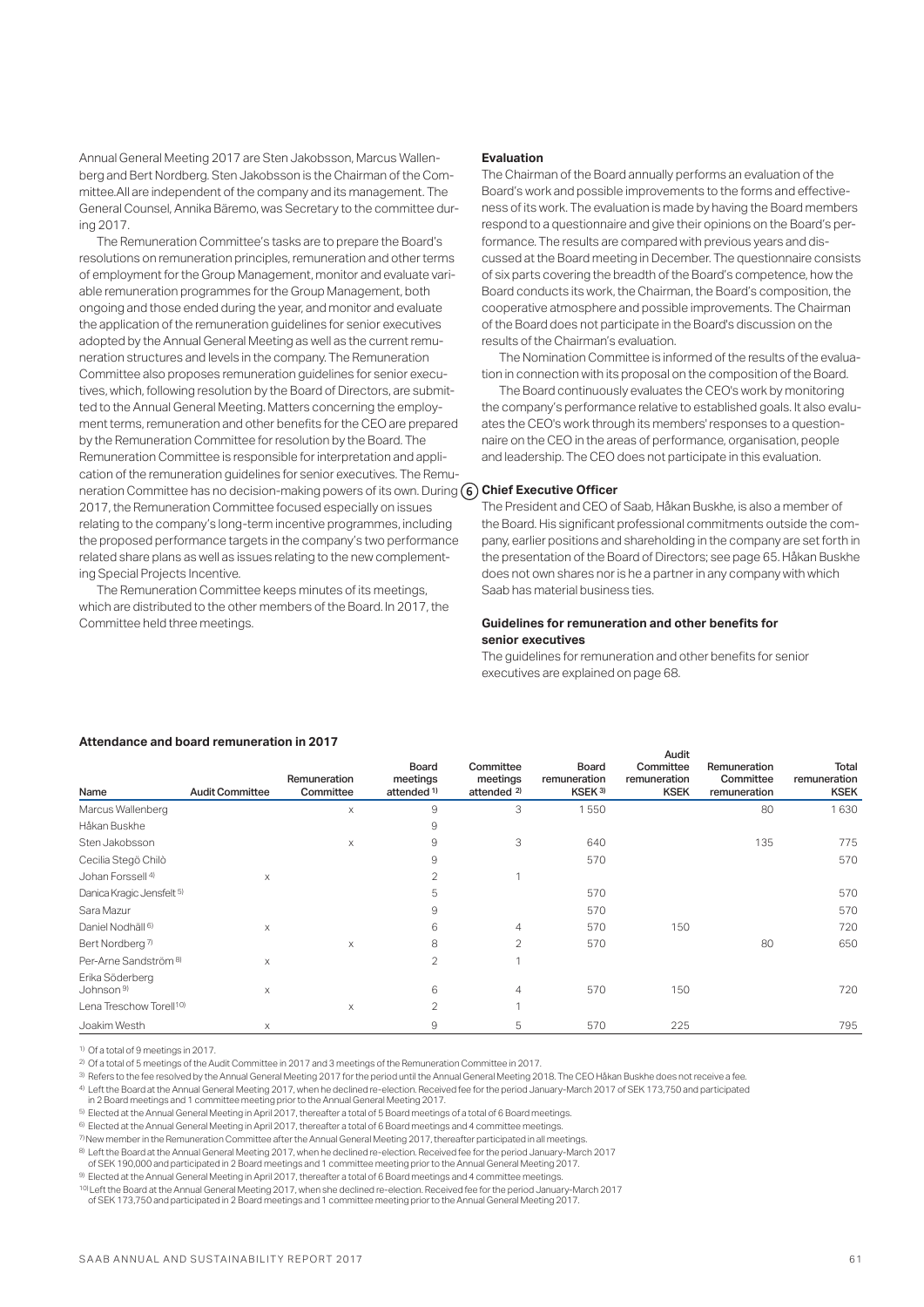Annual General Meeting 2017 are Sten Jakobsson, Marcus Wallenberg and Bert Nordberg. Sten Jakobsson is the Chairman of the Committee.All are independent of the company and its management. The General Counsel, Annika Bäremo, was Secretary to the committee during 2017.

The Remuneration Committee's tasks are to prepare the Board's resolutions on remuneration principles, remuneration and other terms of employment for the Group Management, monitor and evaluate variable remuneration programmes for the Group Management, both ongoing and those ended during the year, and monitor and evaluate the application of the remuneration guidelines for senior executives adopted by the Annual General Meeting as well as the current remuneration structures and levels in the company. The Remuneration Committee also proposes remuneration guidelines for senior executives, which, following resolution by the Board of Directors, are submitted to the Annual General Meeting. Matters concerning the employment terms, remuneration and other benefits for the CEO are prepared by the Remuneration Committee for resolution by the Board. The Remuneration Committee is responsible for interpretation and application of the remuneration guidelines for senior executives. The Remuneration Committee has no decision-making powers of its own. During 2017, the Remuneration Committee focused especially on issues relating to the company's long-term incentive programmes, including the proposed performance targets in the company's two performance related share plans as well as issues relating to the new complementing Special Projects Incentive.

The Remuneration Committee keeps minutes of its meetings, which are distributed to the other members of the Board. In 2017, the Committee held three meetings.

### Evaluation

The Chairman of the Board annually performs an evaluation of the Board's work and possible improvements to the forms and effectiveness of its work. The evaluation is made by having the Board members respond to a questionnaire and give their opinions on the Board's performance. The results are compared with previous years and discussed at the Board meeting in December. The questionnaire consists of six parts covering the breadth of the Board's competence, how the Board conducts its work, the Chairman, the Board's composition, the cooperative atmosphere and possible improvements. The Chairman of the Board does not participate in the Board's discussion on the results of the Chairman's evaluation.

The Nomination Committee is informed of the results of the evaluation in connection with its proposal on the composition of the Board.

The Board continuously evaluates the CEO's work by monitoring the company's performance relative to established goals. It also evaluates the CEO's work through its members' responses to a questionnaire on the CEO in the areas of performance, organisation, people and leadership. The CEO does not participate in this evaluation.

### 6 Chief Executive Officer

The President and CEO of Saab, Håkan Buskhe, is also a member of the Board. His significant professional commitments outside the company, earlier positions and shareholding in the company are set forth in the presentation of the Board of Directors; see page 65. Håkan Buskhe does not own shares nor is he a partner in any company with which Saab has material business ties.

### Guidelines for remuneration and other benefits for senior executives

The guidelines for remuneration and other benefits for senior executives are explained on page 68.

### Attendance and board remuneration in 2017

| Name | Audit Committee | Remuneration Committee | Board meetings attended [1] | Committee meetings attended [2] | Board remuneration KSEK [3] | Audit Committee remuneration KSEK | Remuneration Committee remuneration | Total remuneration KSEK |
|---|---|---|---|---|---|---|---|---|
| Marcus Wallenberg | | x | 9 | 3 | 1 550 | | 80 | 1 630 |
| Håkan Buskhe | | | 9 | | | | | |
| Sten Jakobsson | | x | 9 | 3 | 640 | | 135 | 775 |
| Cecilia Stegö Chilò | | | 9 | | 570 | | | 570 |
| Johan Forssell [4] | x | | 2 | 1 | | | | |
| Danica Kragic Jensfelt [5] | | | 5 | | 570 | | | 570 |
| Sara Mazur | | | 9 | | 570 | | | 570 |
| Daniel Nodhäll [6] | x | | 6 | 4 | 570 | 150 | | 720 |
| Bert Nordberg [7] | | x | 8 | 2 | 570 | | 80 | 650 |
| Per-Arne Sandström [8] | x | | 2 | 1 | | | | |
| Erika Söderberg Johnson [9] | x | | 6 | 4 | 570 | 150 | | 720 |
| Lena Treschow Torell [10] | | x | 2 | 1 | | | | |
| Joakim Westh | x | | 9 | 5 | 570 | 225 | | 795 |

[1] Of a total of 9 meetings in 2017.
[2] Of a total of 5 meetings of the Audit Committee in 2017 and 3 meetings of the Remuneration Committee in 2017.
[3] Refers to the fee resolved by the Annual General Meeting 2017 for the period until the Annual General Meeting 2018. The CEO Håkan Buskhe does not receive a fee.
[4] Left the Board at the Annual General Meeting 2017, when he declined re-election. Received fee for the period January–March 2017 of SEK 173,750 and participated in 2 Board meetings and 1 committee meeting prior to the Annual General Meeting 2017.
[5] Elected at the Annual General Meeting in April 2017, thereafter a total of 5 Board meetings of a total of 6 Board meetings.
[6] Elected at the Annual General Meeting in April 2017, thereafter a total of 6 Board meetings and 4 committee meetings.
[7] New member in the Remuneration Committee after the Annual General Meeting 2017, thereafter participated in all meetings.
[8] Left the Board at the Annual General Meeting 2017, when he declined re-election. Received fee for the period January–March 2017 of SEK 190,000 and participated in 2 Board meetings and 1 committee meeting prior to the Annual General Meeting 2017.
[9] Elected at the Annual General Meeting in April 2017, thereafter a total of 6 Board meetings and 4 committee meetings.
[10] Left the Board at the Annual General Meeting 2017, when she declined re-election. Received fee for the period January–March 2017 of SEK 173,750 and participated in 2 Board meetings and 1 committee meeting prior to the Annual General Meeting 2017.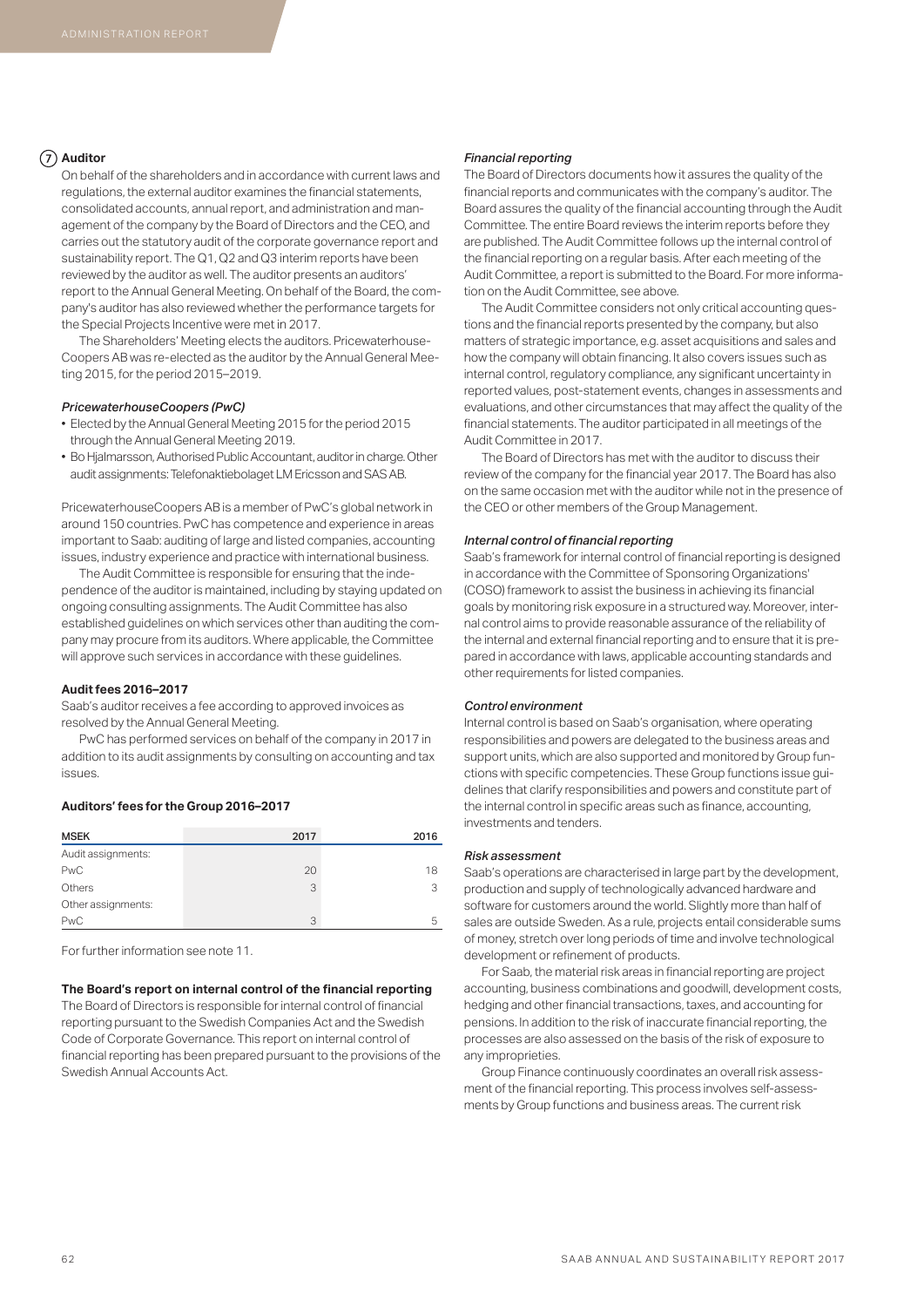## 7 Auditor

On behalf of the shareholders and in accordance with current laws and regulations, the external auditor examines the financial statements, consolidated accounts, annual report, and administration and management of the company by the Board of Directors and the CEO, and carries out the statutory audit of the corporate governance report and sustainability report. The Q1, Q2 and Q3 interim reports have been reviewed by the auditor as well. The auditor presents an auditors' report to the Annual General Meeting. On behalf of the Board, the company's auditor has also reviewed whether the performance targets for the Special Projects Incentive were met in 2017.

The Shareholders' Meeting elects the auditors. PricewaterhouseCoopers AB was re-elected as the auditor by the Annual General Meeting 2015, for the period 2015–2019.

### *PricewaterhouseCoopers (PwC)*

- Elected by the Annual General Meeting 2015 for the period 2015 through the Annual General Meeting 2019.
- Bo Hjalmarsson, Authorised Public Accountant, auditor in charge. Other audit assignments: Telefonaktiebolaget LM Ericsson and SAS AB.

PricewaterhouseCoopers AB is a member of PwC's global network in around 150 countries. PwC has competence and experience in areas important to Saab: auditing of large and listed companies, accounting issues, industry experience and practice with international business.

The Audit Committee is responsible for ensuring that the independence of the auditor is maintained, including by staying updated on ongoing consulting assignments. The Audit Committee has also established guidelines on which services other than auditing the company may procure from its auditors. Where applicable, the Committee will approve such services in accordance with these guidelines.

### Audit fees 2016–2017

Saab's auditor receives a fee according to approved invoices as resolved by the Annual General Meeting.

PwC has performed services on behalf of the company in 2017 in addition to its audit assignments by consulting on accounting and tax issues.

### Auditors' fees for the Group 2016–2017

| MSEK | 2017 | 2016 |
|---|---|---|
| Audit assignments: | | |
| PwC | 20 | 18 |
| Others | 3 | 3 |
| Other assignments: | | |
| PwC | 3 | 5 |

For further information see note 11.

### The Board's report on internal control of the financial reporting

The Board of Directors is responsible for internal control of financial reporting pursuant to the Swedish Companies Act and the Swedish Code of Corporate Governance. This report on internal control of financial reporting has been prepared pursuant to the provisions of the Swedish Annual Accounts Act.

### *Financial reporting*

The Board of Directors documents how it assures the quality of the financial reports and communicates with the company's auditor. The Board assures the quality of the financial accounting through the Audit Committee. The entire Board reviews the interim reports before they are published. The Audit Committee follows up the internal control of the financial reporting on a regular basis. After each meeting of the Audit Committee, a report is submitted to the Board. For more information on the Audit Committee, see above.

The Audit Committee considers not only critical accounting questions and the financial reports presented by the company, but also matters of strategic importance, e.g. asset acquisitions and sales and how the company will obtain financing. It also covers issues such as internal control, regulatory compliance, any significant uncertainty in reported values, post-statement events, changes in assessments and evaluations, and other circumstances that may affect the quality of the financial statements. The auditor participated in all meetings of the Audit Committee in 2017.

The Board of Directors has met with the auditor to discuss their review of the company for the financial year 2017. The Board has also on the same occasion met with the auditor while not in the presence of the CEO or other members of the Group Management.

### *Internal control of financial reporting*

Saab's framework for internal control of financial reporting is designed in accordance with the Committee of Sponsoring Organizations' (COSO) framework to assist the business in achieving its financial goals by monitoring risk exposure in a structured way. Moreover, internal control aims to provide reasonable assurance of the reliability of the internal and external financial reporting and to ensure that it is prepared in accordance with laws, applicable accounting standards and other requirements for listed companies.

### *Control environment*

Internal control is based on Saab's organisation, where operating responsibilities and powers are delegated to the business areas and support units, which are also supported and monitored by Group functions with specific competencies. These Group functions issue guidelines that clarify responsibilities and powers and constitute part of the internal control in specific areas such as finance, accounting, investments and tenders.

### *Risk assessment*

Saab's operations are characterised in large part by the development, production and supply of technologically advanced hardware and software for customers around the world. Slightly more than half of sales are outside Sweden. As a rule, projects entail considerable sums of money, stretch over long periods of time and involve technological development or refinement of products.

For Saab, the material risk areas in financial reporting are project accounting, business combinations and goodwill, development costs, hedging and other financial transactions, taxes, and accounting for pensions. In addition to the risk of inaccurate financial reporting, the processes are also assessed on the basis of the risk of exposure to any improprieties.

Group Finance continuously coordinates an overall risk assessment of the financial reporting. This process involves self-assessments by Group functions and business areas. The current risk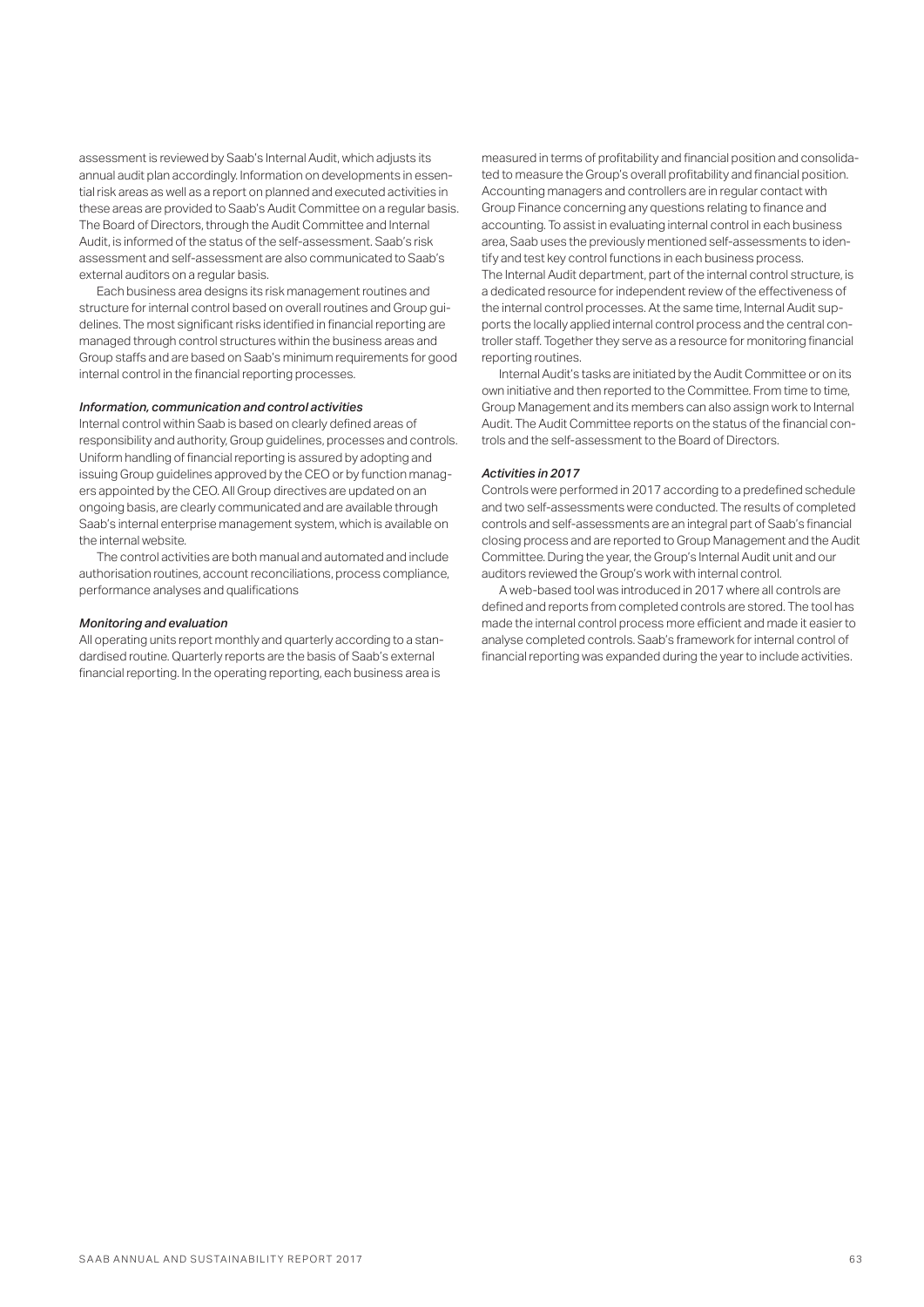assessment is reviewed by Saab's Internal Audit, which adjusts its annual audit plan accordingly. Information on developments in essential risk areas as well as a report on planned and executed activities in these areas are provided to Saab's Audit Committee on a regular basis. The Board of Directors, through the Audit Committee and Internal Audit, is informed of the status of the self-assessment. Saab's risk assessment and self-assessment are also communicated to Saab's external auditors on a regular basis.

Each business area designs its risk management routines and structure for internal control based on overall routines and Group guidelines. The most significant risks identified in financial reporting are managed through control structures within the business areas and Group staffs and are based on Saab's minimum requirements for good internal control in the financial reporting processes.

### *Information, communication and control activities*

Internal control within Saab is based on clearly defined areas of responsibility and authority, Group guidelines, processes and controls. Uniform handling of financial reporting is assured by adopting and issuing Group guidelines approved by the CEO or by function managers appointed by the CEO. All Group directives are updated on an ongoing basis, are clearly communicated and are available through Saab's internal enterprise management system, which is available on the internal website.

The control activities are both manual and automated and include authorisation routines, account reconciliations, process compliance, performance analyses and qualifications

### *Monitoring and evaluation*

All operating units report monthly and quarterly according to a standardised routine. Quarterly reports are the basis of Saab's external financial reporting. In the operating reporting, each business area is measured in terms of profitability and financial position and consolidated to measure the Group's overall profitability and financial position. Accounting managers and controllers are in regular contact with Group Finance concerning any questions relating to finance and accounting. To assist in evaluating internal control in each business area, Saab uses the previously mentioned self-assessments to identify and test key control functions in each business process. The Internal Audit department, part of the internal control structure, is a dedicated resource for independent review of the effectiveness of the internal control processes. At the same time, Internal Audit supports the locally applied internal control process and the central controller staff. Together they serve as a resource for monitoring financial reporting routines.

Internal Audit's tasks are initiated by the Audit Committee or on its own initiative and then reported to the Committee. From time to time, Group Management and its members can also assign work to Internal Audit. The Audit Committee reports on the status of the financial controls and the self-assessment to the Board of Directors.

### *Activities in 2017*

Controls were performed in 2017 according to a predefined schedule and two self-assessments were conducted. The results of completed controls and self-assessments are an integral part of Saab's financial closing process and are reported to Group Management and the Audit Committee. During the year, the Group's Internal Audit unit and our auditors reviewed the Group's work with internal control.

A web-based tool was introduced in 2017 where all controls are defined and reports from completed controls are stored. The tool has made the internal control process more efficient and made it easier to analyse completed controls. Saab's framework for internal control of financial reporting was expanded during the year to include activities.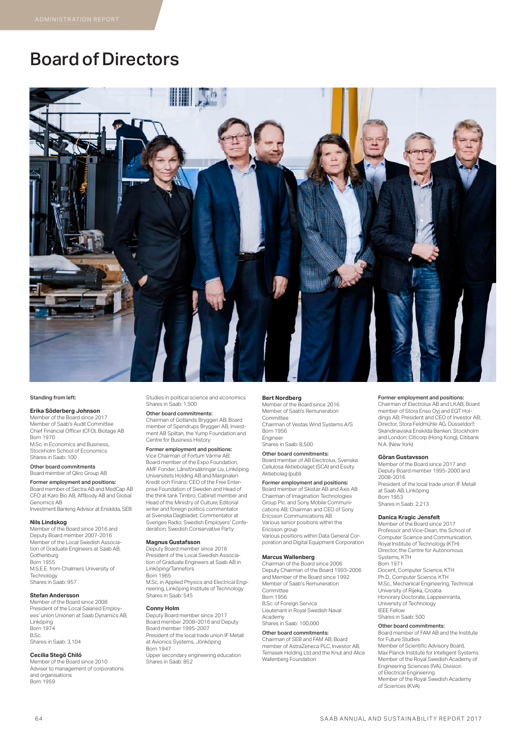# Board of Directors

Standing from left:

**Erika Söderberg Johnson**
Member of the Board since 2017
Member of Saab's Audit Committee
Chief Financial Officer (CFO), Biotage AB
Born 1970
M.Sc. in Economics and Business, Stockholm School of Economics
Shares in Saab: 100

**Other board commitments**
Board member of Qliro Group AB

**Former employment and positions:**
Board member of Sectra AB and MedCap AB
CFO at Karo Bio AB, Affibody AB and Global Genomics AB
Investment Banking Advisor at Enskilda, SEB

**Nils Lindskog**
Member of the Board since 2016 and Deputy Board member 2007–2016
Member of the Local Swedish Association of Graduate Engineers at Saab AB, Gothenburg
Born 1955
M.S.E.E. from Chalmers University of Technology
Shares in Saab: 957

**Stefan Andersson**
Member of the Board since 2008
President of the Local Salaried Employees' union Unionen at Saab Dynamics AB, Linköping
Born 1974
B.Sc.
Shares in Saab: 3,104

**Cecilia Stegö Chiló**
Member of the Board since 2010
Adviser to management of corporations and organisations
Born 1959
Studies in political science and economics
Shares in Saab: 1,500

**Other board commitments:**
Chairman of Gotlands Bryggeri AB; Board member of Spendrups Bryggeri AB, Investment AB Spiltan, the Yump Foundation and Centre for Business History

**Former employment and positions:**
Vice Chairman of Fortum Värme AB; Board member of the Expo Foundation, AMF Fonder, Länsförsäkringar Liv, Linköping Universitets Holding AB and Marginalen Kredit och Finans; CEO of the Free Enterprise Foundation of Sweden and Head of the think tank Timbro; Cabinet member and Head of the Ministry of Culture; Editorial writer and foreign politics commentator at Svenska Dagbladet; Commentator at Sveriges Radio; Swedish Employers' Confederation; Swedish Conservative Party

**Magnus Gustafsson**
Deputy Board member since 2016
President of the Local Swedish Association of Graduate Engineers at Saab AB in Linköping/Tannefors
Born 1965
M.Sc. in Applied Physics and Electrical Engineering, Linköping Institute of Technology
Shares in Saab: 545

**Conny Holm**
Deputy Board member since 2017
Board member 2008–2016 and Deputy Board member 1995–2007
President of the local trade union IF Metall at Avionics Systems, Jönköping
Born 1947
Upper secondary engineering education
Shares in Saab: 852

**Bert Nordberg**
Member of the Board since 2016
Member of Saab's Remuneration Committee
Chairman of Vestas Wind Systems A/S
Born 1956
Engineer
Shares in Saab: 8,500

**Other board commitments:**
Board member of AB Electrolux, Svenska Cellulosa Aktiebolaget (SCA) and Essity Aktiebolag (publ)

**Former employment and positions:**
Board member of Skistar AB and Axis AB
Chairman of Imagination Technologies Group Plc. and Sony Mobile Communications AB; Chairman and CEO of Sony Ericsson Communications AB
Various senior positions within the Ericsson group
Various positions within Data General Corporation and Digital Equipment Corporation

**Marcus Wallenberg**
Chairman of the Board since 2006
Deputy Chairman of the Board 1993–2006 and Member of the Board since 1992
Member of Saab's Remuneration Committee
Born 1956
B.Sc. of Foreign Service
Lieutenant in Royal Swedish Naval Academy
Shares in Saab: 100,000

**Other board commitments:**
Chairman of SEB and FAM AB; Board member of AstraZeneca PLC, Investor AB, Temasek Holding Ltd and the Knut and Alice Wallenberg Foundation

**Former employment and positions:**
Chairman of Electrolux AB and LKAB; Board member of Stora Enso Oyj and EQT Holdings AB; President and CEO of Investor AB; Director, Stora Feldmühle AG, Düsseldorf; Skandinaviska Enskilda Banken, Stockholm and London; Citicorp (Hong Kong), Citibank N.A. (New York)

**Göran Gustavsson**
Member of the Board since 2017 and Deputy Board member 1995–2000 and 2008–2016
President of the local trade union IF Metall at Saab AB, Linköping
Born 1953
Shares in Saab: 2,213

**Danica Kragic Jensfelt**
Member of the Board since 2017
Professor and Vice-Dean, the School of Computer Science and Communication, Royal Institute of Technology (KTH)
Director, the Centre for Autonomous Systems, KTH
Born 1971
Docent, Computer Science, KTH
Ph.D., Computer Science, KTH
M.Sc., Mechanical Engineering, Technical University of Rijeka, Croatia
Honorary Doctorate, Lappeenranta, University of Technology
IEEE Fellow
Shares in Saab: 500

**Other board commitments:**
Board member of FAM AB and the Institute for Future Studies
Member of Scientific Advisory Board, Max Planck Institute for Intelligent Systems
Member of the Royal Swedish Academy of Engineering Sciences (IVA), Division of Electrical Engineering
Member of the Royal Swedish Academy of Sciences (KVA)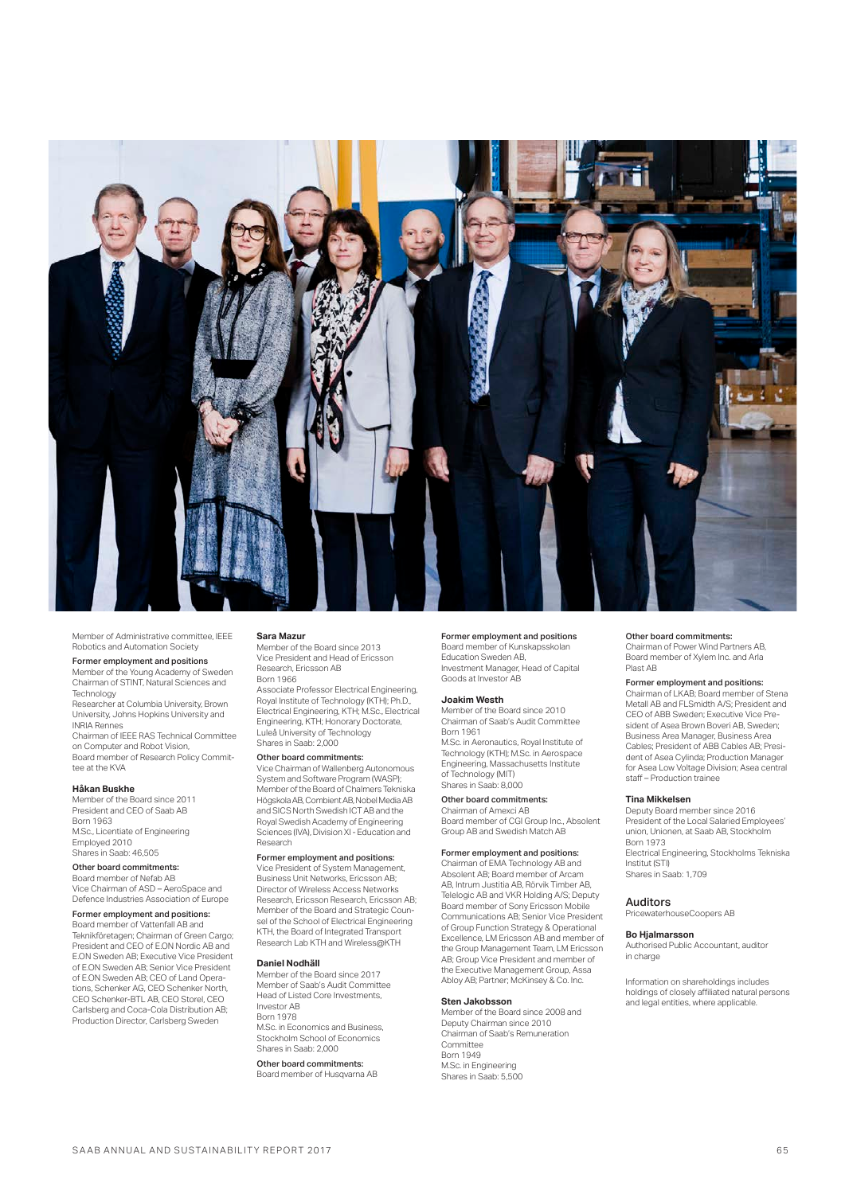Member of Administrative committee, IEEE Robotics and Automation Society

**Former employment and positions**
Member of the Young Academy of Sweden
Chairman of STINT, Natural Sciences and Technology
Researcher at Columbia University, Brown University, Johns Hopkins University and INRIA Rennes
Chairman of IEEE RAS Technical Committee on Computer and Robot Vision,
Board member of Research Policy Committee at the KVA

**Håkan Buskhe**
Member of the Board since 2011
President and CEO of Saab AB
Born 1963
M.Sc., Licentiate of Engineering
Employed 2010
Shares in Saab: 46,505

**Other board commitments:**
Board member of Nefab AB
Vice Chairman of ASD – AeroSpace and Defence Industries Association of Europe

**Former employment and positions:**
Board member of Vattenfall AB and Teknikföretagen; Chairman of Green Cargo; President and CEO of E.ON Nordic AB and E.ON Sweden AB; Executive Vice President of E.ON Sweden AB; Senior Vice President of E.ON Sweden AB; CEO of Land Operations, Schenker AG, CEO Schenker North, CEO Schenker-BTL AB, CEO Storel, CEO Carlsberg and Coca-Cola Distribution AB; Production Director, Carlsberg Sweden

**Sara Mazur**
Member of the Board since 2013
Vice President and Head of Ericsson Research, Ericsson AB
Born 1966
Associate Professor Electrical Engineering, Royal Institute of Technology (KTH); Ph.D., Electrical Engineering, KTH; M.Sc., Electrical Engineering, KTH; Honorary Doctorate, Luleå University of Technology
Shares in Saab: 2,000

**Other board commitments:**
Vice Chairman of Wallenberg Autonomous System and Software Program (WASP); Member of the Board of Chalmers Tekniska Högskola AB, Combient AB, Nobel Media AB and SICS North Swedish ICT AB and the Royal Swedish Academy of Engineering Sciences (IVA), Division XI - Education and Research

**Former employment and positions:**
Vice President of System Management, Business Unit Networks, Ericsson AB; Director of Wireless Access Networks Research, Ericsson Research, Ericsson AB; Member of the Board and Strategic Counsel of the School of Electrical Engineering KTH, the Board of Integrated Transport Research Lab KTH and Wireless@KTH

**Daniel Nodhäll**
Member of the Board since 2017
Member of Saab's Audit Committee
Head of Listed Core Investments, Investor AB
Born 1978
M.Sc. in Economics and Business, Stockholm School of Economics
Shares in Saab: 2,000

**Other board commitments:**
Board member of Husqvarna AB

**Former employment and positions**
Board member of Kunskapsskolan Education Sweden AB,
Investment Manager, Head of Capital Goods at Investor AB

**Joakim Westh**
Member of the Board since 2010
Chairman of Saab's Audit Committee
Born 1961
M.Sc. in Aeronautics, Royal Institute of Technology (KTH); M.Sc. in Aerospace Engineering, Massachusetts Institute of Technology (MIT)
Shares in Saab: 8,000

**Other board commitments:**
Chairman of Amexci AB
Board member of CGI Group Inc., Absolent Group AB and Swedish Match AB

**Former employment and positions:**
Chairman of EMA Technology AB and Absolent AB; Board member of Arcam AB, Intrum Justitia AB, Rörvik Timber AB, Telelogic AB and VKR Holding A/S; Deputy Board member of Sony Ericsson Mobile Communications AB; Senior Vice President of Group Function Strategy & Operational Excellence, LM Ericsson AB and member of the Group Management Team, LM Ericsson AB; Group Vice President and member of the Executive Management Group, Assa Abloy AB; Partner; McKinsey & Co. Inc.

**Sten Jakobsson**
Member of the Board since 2008 and Deputy Chairman since 2010
Chairman of Saab's Remuneration Committee
Born 1949
M.Sc. in Engineering
Shares in Saab: 5,500

**Other board commitments:**
Chairman of Power Wind Partners AB, Board member of Xylem Inc. and Arla Plast AB

**Former employment and positions:**
Chairman of LKAB; Board member of Stena Metall AB and FLSmidth A/S; President and CEO of ABB Sweden; Executive Vice President of Asea Brown Boveri AB, Sweden; Business Area Manager, Business Area Cables; President of ABB Cables AB; President of Asea Cylinda; Production Manager for Asea Low Voltage Division; Asea central staff – Production trainee

**Tina Mikkelsen**
Deputy Board member since 2016
President of the Local Salaried Employees' union, Unionen, at Saab AB, Stockholm
Born 1973
Electrical Engineering, Stockholms Tekniska Institut (STI)
Shares in Saab: 1,709

## Auditors

PricewaterhouseCoopers AB

**Bo Hjalmarsson**
Authorised Public Accountant, auditor in charge

Information on shareholdings includes holdings of closely affiliated natural persons and legal entities, where applicable.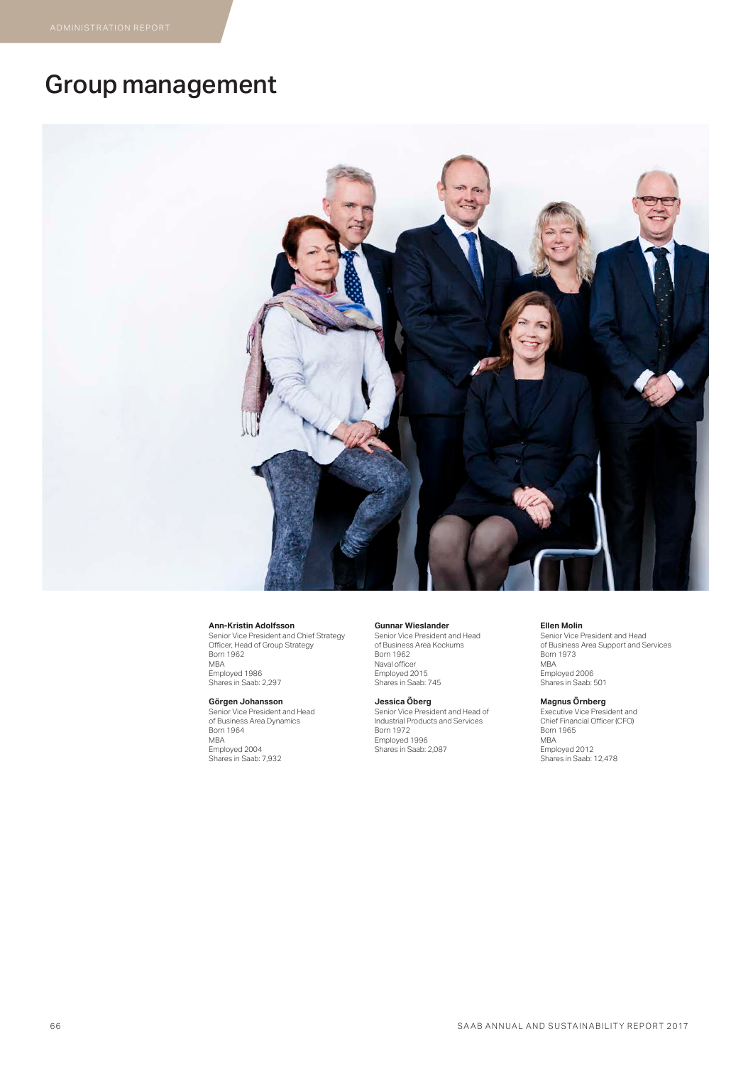# Group management

**Ann-Kristin Adolfsson**
Senior Vice President and Chief Strategy Officer, Head of Group Strategy
Born 1962
MBA
Employed 1986
Shares in Saab: 2,297

**Görgen Johansson**
Senior Vice President and Head of Business Area Dynamics
Born 1964
MBA
Employed 2004
Shares in Saab: 7,932

**Gunnar Wieslander**
Senior Vice President and Head of Business Area Kockums
Born 1962
Naval officer
Employed 2015
Shares in Saab: 745

**Jessica Öberg**
Senior Vice President and Head of Industrial Products and Services
Born 1972
Employed 1996
Shares in Saab: 2,087

**Ellen Molin**
Senior Vice President and Head of Business Area Support and Services
Born 1973
MBA
Employed 2006
Shares in Saab: 501

**Magnus Örnberg**
Executive Vice President and Chief Financial Officer (CFO)
Born 1965
MBA
Employed 2012
Shares in Saab: 12,478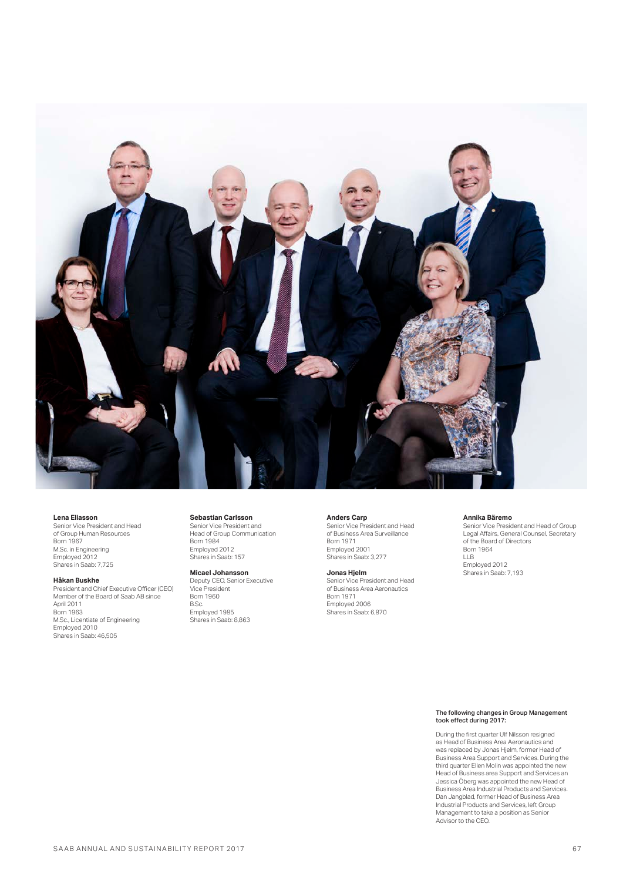**Lena Eliasson**
Senior Vice President and Head of Group Human Resources
Born 1967
M.Sc. in Engineering
Employed 2012
Shares in Saab: 7,725

**Håkan Buskhe**
President and Chief Executive Officer (CEO)
Member of the Board of Saab AB since April 2011
Born 1963
M.Sc., Licentiate of Engineering
Employed 2010
Shares in Saab: 46,505

**Sebastian Carlsson**
Senior Vice President and Head of Group Communication
Born 1984
Employed 2012
Shares in Saab: 157

**Micael Johansson**
Deputy CEO, Senior Executive Vice President
Born 1960
B.Sc.
Employed 1985
Shares in Saab: 8,863

**Anders Carp**
Senior Vice President and Head of Business Area Surveillance
Born 1971
Employed 2001
Shares in Saab: 3,277

**Jonas Hjelm**
Senior Vice President and Head of Business Area Aeronautics
Born 1971
Employed 2006
Shares in Saab: 6,870

**Annika Bäremo**
Senior Vice President and Head of Group Legal Affairs, General Counsel, Secretary of the Board of Directors
Born 1964
LLB
Employed 2012
Shares in Saab: 7,193

**The following changes in Group Management took effect during 2017:**

During the first quarter Ulf Nilsson resigned as Head of Business Area Aeronautics and was replaced by Jonas Hjelm, former Head of Business Area Support and Services. During the third quarter Ellen Molin was appointed the new Head of Business area Support and Services an Jessica Öberg was appointed the new Head of Business Area Industrial Products and Services. Dan Jangblad, former Head of Business Area Industrial Products and Services, left Group Management to take a position as Senior Advisor to the CEO.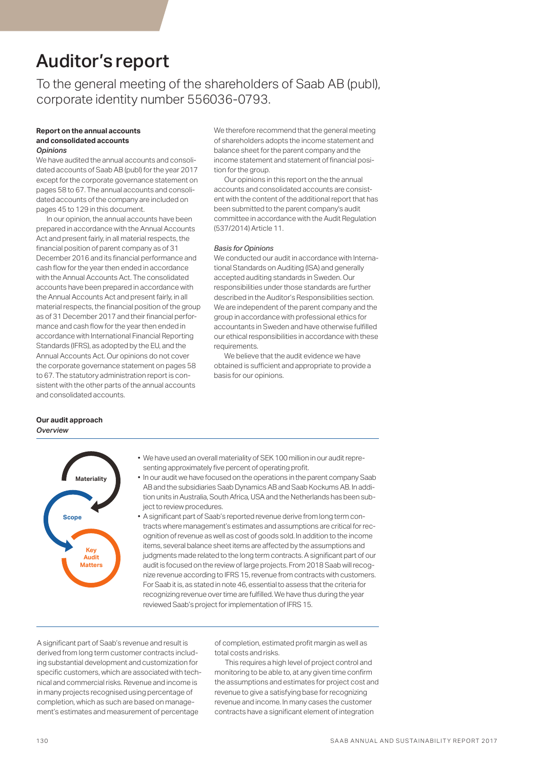# Auditor's report

To the general meeting of the shareholders of Saab AB (publ), corporate identity number 556036-0793.

**Report on the annual accounts and consolidated accounts**

*Opinions*

We have audited the annual accounts and consolidated accounts of Saab AB (publ) for the year 2017 except for the corporate governance statement on pages 58 to 67. The annual accounts and consolidated accounts of the company are included on pages 45 to 129 in this document.

In our opinion, the annual accounts have been prepared in accordance with the Annual Accounts Act and present fairly, in all material respects, the financial position of parent company as of 31 December 2016 and its financial performance and cash flow for the year then ended in accordance with the Annual Accounts Act. The consolidated accounts have been prepared in accordance with the Annual Accounts Act and present fairly, in all material respects, the financial position of the group as of 31 December 2017 and their financial performance and cash flow for the year then ended in accordance with International Financial Reporting Standards (IFRS), as adopted by the EU, and the Annual Accounts Act. Our opinions do not cover the corporate governance statement on pages 58 to 67. The statutory administration report is consistent with the other parts of the annual accounts and consolidated accounts.

We therefore recommend that the general meeting of shareholders adopts the income statement and balance sheet for the parent company and the income statement and statement of financial position for the group.

Our opinions in this report on the the annual accounts and consolidated accounts are consistent with the content of the additional report that has been submitted to the parent company's audit committee in accordance with the Audit Regulation (537/2014) Article 11.

*Basis for Opinions*

We conducted our audit in accordance with International Standards on Auditing (ISA) and generally accepted auditing standards in Sweden. Our responsibilities under those standards are further described in the Auditor's Responsibilities section. We are independent of the parent company and the group in accordance with professional ethics for accountants in Sweden and have otherwise fulfilled our ethical responsibilities in accordance with these requirements.

We believe that the audit evidence we have obtained is sufficient and appropriate to provide a basis for our opinions.

**Our audit approach**

*Overview*

Materiality

Scope

Key Audit Matters

- We have used an overall materiality of SEK 100 million in our audit representing approximately five percent of operating profit.
- In our audit we have focused on the operations in the parent company Saab AB and the subsidiaries Saab Dynamics AB and Saab Kockums AB. In addition units in Australia, South Africa, USA and the Netherlands has been subject to review procedures.
- A significant part of Saab's reported revenue derive from long term contracts where management's estimates and assumptions are critical for recognition of revenue as well as cost of goods sold. In addition to the income items, several balance sheet items are affected by the assumptions and judgments made related to the long term contracts. A significant part of our audit is focused on the review of large projects. From 2018 Saab will recognize revenue according to IFRS 15, revenue from contracts with customers. For Saab it is, as stated in note 46, essential to assess that the criteria for recognizing revenue over time are fulfilled. We have thus during the year reviewed Saab's project for implementation of IFRS 15.

A significant part of Saab's revenue and result is derived from long term customer contracts including substantial development and customization for specific customers, which are associated with technical and commercial risks. Revenue and income is in many projects recognised using percentage of completion, which as such are based on management's estimates and measurement of percentage of completion, estimated profit margin as well as total costs and risks.

This requires a high level of project control and monitoring to be able to, at any given time confirm the assumptions and estimates for project cost and revenue to give a satisfying base for recognizing revenue and income. In many cases the customer contracts have a significant element of integration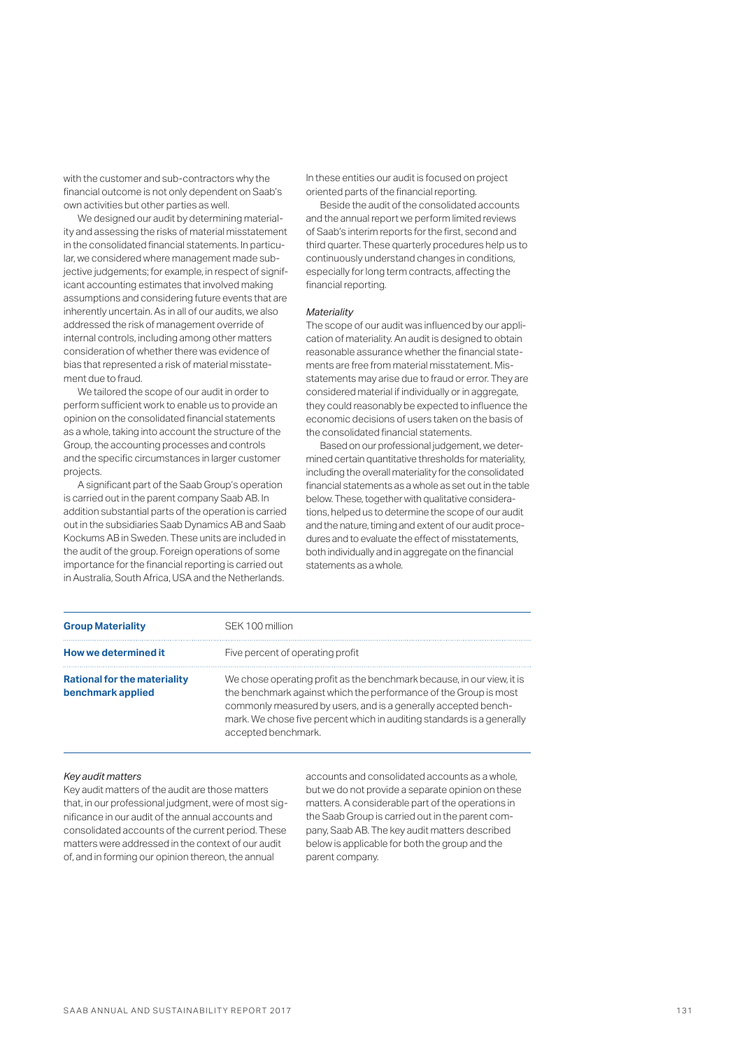with the customer and sub-contractors why the financial outcome is not only dependent on Saab's own activities but other parties as well.

We designed our audit by determining materiality and assessing the risks of material misstatement in the consolidated financial statements. In particular, we considered where management made subjective judgements; for example, in respect of significant accounting estimates that involved making assumptions and considering future events that are inherently uncertain. As in all of our audits, we also addressed the risk of management override of internal controls, including among other matters consideration of whether there was evidence of bias that represented a risk of material misstatement due to fraud.

We tailored the scope of our audit in order to perform sufficient work to enable us to provide an opinion on the consolidated financial statements as a whole, taking into account the structure of the Group, the accounting processes and controls and the specific circumstances in larger customer projects.

A significant part of the Saab Group's operation is carried out in the parent company Saab AB. In addition substantial parts of the operation is carried out in the subsidiaries Saab Dynamics AB and Saab Kockums AB in Sweden. These units are included in the audit of the group. Foreign operations of some importance for the financial reporting is carried out in Australia, South Africa, USA and the Netherlands. In these entities our audit is focused on project oriented parts of the financial reporting.

Beside the audit of the consolidated accounts and the annual report we perform limited reviews of Saab's interim reports for the first, second and third quarter. These quarterly procedures help us to continuously understand changes in conditions, especially for long term contracts, affecting the financial reporting.

*Materiality*

The scope of our audit was influenced by our application of materiality. An audit is designed to obtain reasonable assurance whether the financial statements are free from material misstatement. Misstatements may arise due to fraud or error. They are considered material if individually or in aggregate, they could reasonably be expected to influence the economic decisions of users taken on the basis of the consolidated financial statements.

Based on our professional judgement, we determined certain quantitative thresholds for materiality, including the overall materiality for the consolidated financial statements as a whole as set out in the table below. These, together with qualitative considerations, helped us to determine the scope of our audit and the nature, timing and extent of our audit procedures and to evaluate the effect of misstatements, both individually and in aggregate on the financial statements as a whole.

| | |
|---|---|
| **Group Materiality** | SEK 100 million |
| **How we determined it** | Five percent of operating profit |
| **Rational for the materiality benchmark applied** | We chose operating profit as the benchmark because, in our view, it is the benchmark against which the performance of the Group is most commonly measured by users, and is a generally accepted benchmark. We chose five percent which in auditing standards is a generally accepted benchmark. |

*Key audit matters*

Key audit matters of the audit are those matters that, in our professional judgment, were of most significance in our audit of the annual accounts and consolidated accounts of the current period. These matters were addressed in the context of our audit of, and in forming our opinion thereon, the annual accounts and consolidated accounts as a whole, but we do not provide a separate opinion on these matters. A considerable part of the operations in the Saab Group is carried out in the parent company, Saab AB. The key audit matters described below is applicable for both the group and the parent company.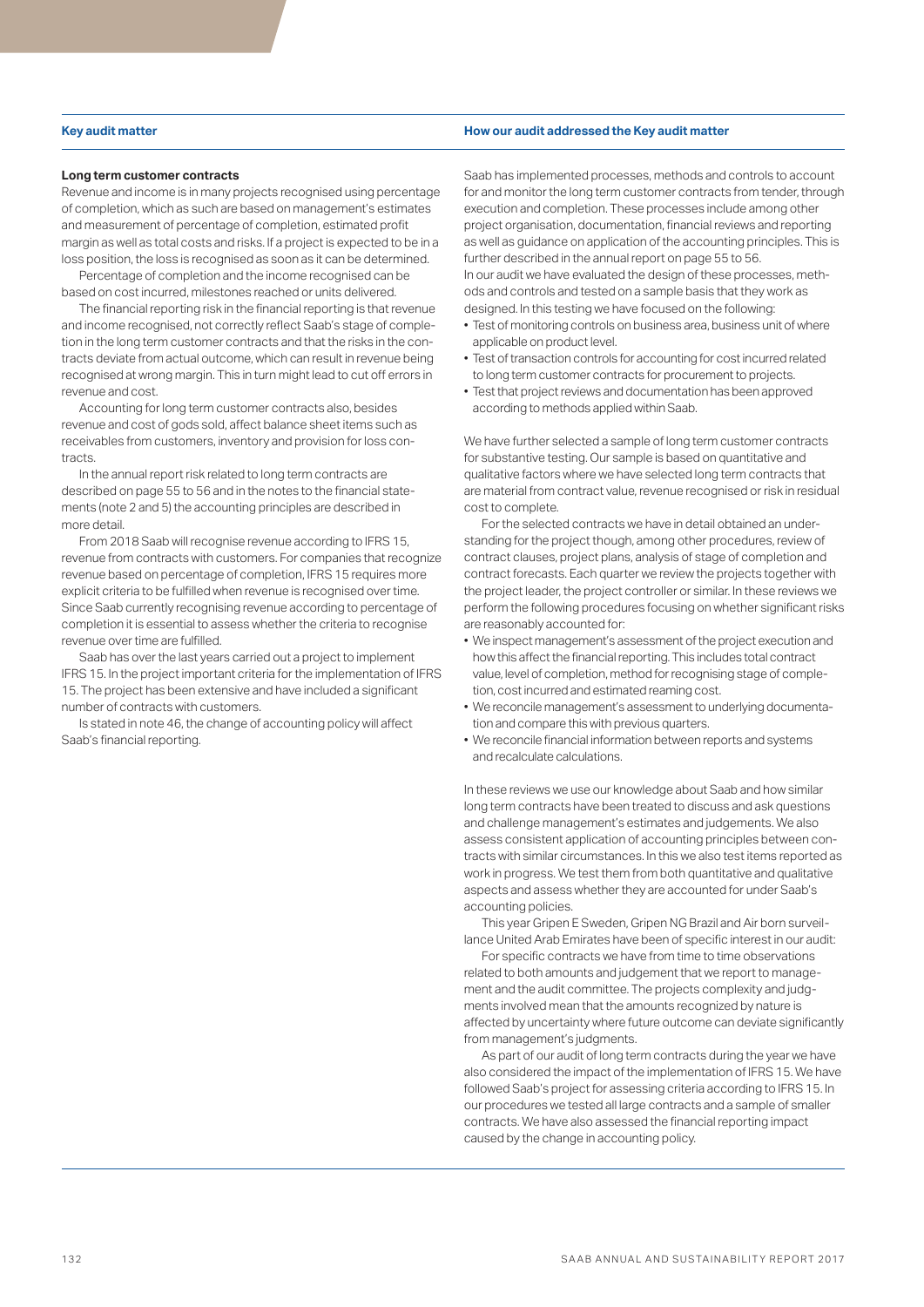| Key audit matter | How our audit addressed the Key audit matter |
|---|---|

**Long term customer contracts**

Revenue and income is in many projects recognised using percentage of completion, which as such are based on management's estimates and measurement of percentage of completion, estimated profit margin as well as total costs and risks. If a project is expected to be in a loss position, the loss is recognised as soon as it can be determined.

Percentage of completion and the income recognised can be based on cost incurred, milestones reached or units delivered.

The financial reporting risk in the financial reporting is that revenue and income recognised, not correctly reflect Saab's stage of completion in the long term customer contracts and that the risks in the contracts deviate from actual outcome, which can result in revenue being recognised at wrong margin. This in turn might lead to cut off errors in revenue and cost.

Accounting for long term customer contracts also, besides revenue and cost of gods sold, affect balance sheet items such as receivables from customers, inventory and provision for loss contracts.

In the annual report risk related to long term contracts are described on page 55 to 56 and in the notes to the financial statements (note 2 and 5) the accounting principles are described in more detail.

From 2018 Saab will recognise revenue according to IFRS 15, revenue from contracts with customers. For companies that recognize revenue based on percentage of completion, IFRS 15 requires more explicit criteria to be fulfilled when revenue is recognised over time. Since Saab currently recognising revenue according to percentage of completion it is essential to assess whether the criteria to recognise revenue over time are fulfilled.

Saab has over the last years carried out a project to implement IFRS 15. In the project important criteria for the implementation of IFRS 15. The project has been extensive and have included a significant number of contracts with customers.

Is stated in note 46, the change of accounting policy will affect Saab's financial reporting.

Saab has implemented processes, methods and controls to account for and monitor the long term customer contracts from tender, through execution and completion. These processes include among other project organisation, documentation, financial reviews and reporting as well as guidance on application of the accounting principles. This is further described in the annual report on page 55 to 56.
In our audit we have evaluated the design of these processes, methods and controls and tested on a sample basis that they work as designed. In this testing we have focused on the following:

- Test of monitoring controls on business area, business unit of where applicable on product level.
- Test of transaction controls for accounting for cost incurred related to long term customer contracts for procurement to projects.
- Test that project reviews and documentation has been approved according to methods applied within Saab.

We have further selected a sample of long term customer contracts for substantive testing. Our sample is based on quantitative and qualitative factors where we have selected long term contracts that are material from contract value, revenue recognised or risk in residual cost to complete.

For the selected contracts we have in detail obtained an understanding for the project though, among other procedures, review of contract clauses, project plans, analysis of stage of completion and contract forecasts. Each quarter we review the projects together with the project leader, the project controller or similar. In these reviews we perform the following procedures focusing on whether significant risks are reasonably accounted for:

- We inspect management's assessment of the project execution and how this affect the financial reporting. This includes total contract value, level of completion, method for recognising stage of completion, cost incurred and estimated reaming cost.
- We reconcile management's assessment to underlying documentation and compare this with previous quarters.
- We reconcile financial information between reports and systems and recalculate calculations.

In these reviews we use our knowledge about Saab and how similar long term contracts have been treated to discuss and ask questions and challenge management's estimates and judgements. We also assess consistent application of accounting principles between contracts with similar circumstances. In this we also test items reported as work in progress. We test them from both quantitative and qualitative aspects and assess whether they are accounted for under Saab's accounting policies.

This year Gripen E Sweden, Gripen NG Brazil and Air born surveillance United Arab Emirates have been of specific interest in our audit:

For specific contracts we have from time to time observations related to both amounts and judgement that we report to management and the audit committee. The projects complexity and judgments involved mean that the amounts recognized by nature is affected by uncertainty where future outcome can deviate significantly from management's judgments.

As part of our audit of long term contracts during the year we have also considered the impact of the implementation of IFRS 15. We have followed Saab's project for assessing criteria according to IFRS 15. In our procedures we tested all large contracts and a sample of smaller contracts. We have also assessed the financial reporting impact caused by the change in accounting policy.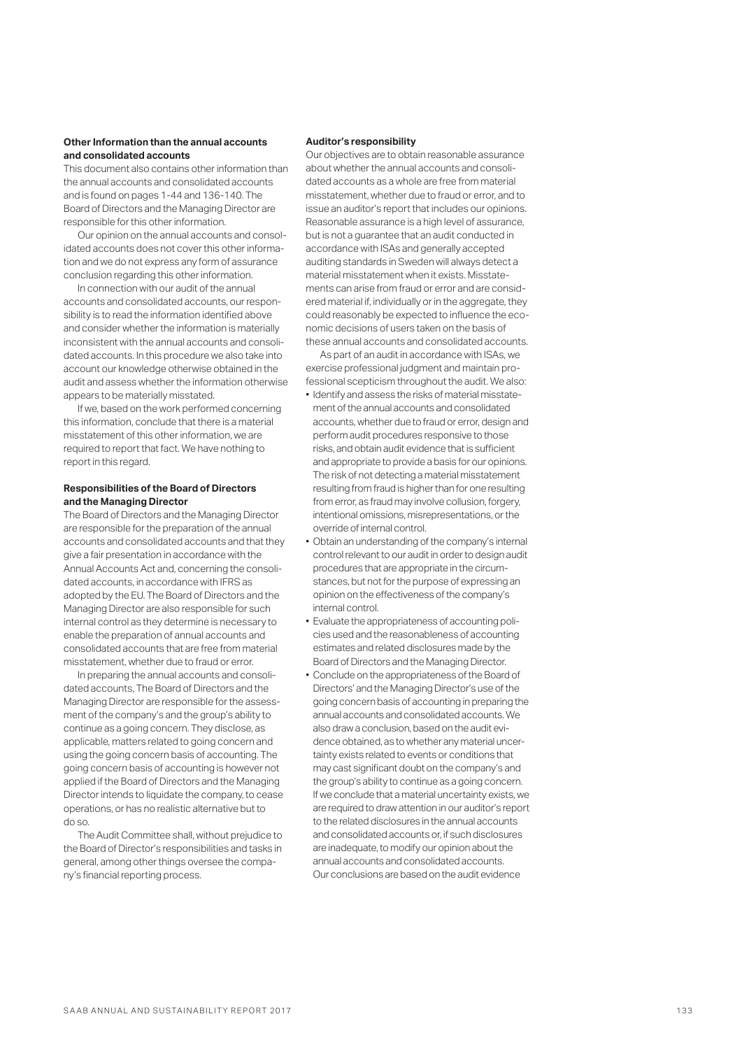**Other Information than the annual accounts and consolidated accounts**

This document also contains other information than the annual accounts and consolidated accounts and is found on pages 1-44 and 136-140. The Board of Directors and the Managing Director are responsible for this other information.

Our opinion on the annual accounts and consolidated accounts does not cover this other information and we do not express any form of assurance conclusion regarding this other information.

In connection with our audit of the annual accounts and consolidated accounts, our responsibility is to read the information identified above and consider whether the information is materially inconsistent with the annual accounts and consolidated accounts. In this procedure we also take into account our knowledge otherwise obtained in the audit and assess whether the information otherwise appears to be materially misstated.

If we, based on the work performed concerning this information, conclude that there is a material misstatement of this other information, we are required to report that fact. We have nothing to report in this regard.

**Responsibilities of the Board of Directors and the Managing Director**

The Board of Directors and the Managing Director are responsible for the preparation of the annual accounts and consolidated accounts and that they give a fair presentation in accordance with the Annual Accounts Act and, concerning the consolidated accounts, in accordance with IFRS as adopted by the EU. The Board of Directors and the Managing Director are also responsible for such internal control as they determine is necessary to enable the preparation of annual accounts and consolidated accounts that are free from material misstatement, whether due to fraud or error.

In preparing the annual accounts and consolidated accounts, The Board of Directors and the Managing Director are responsible for the assessment of the company's and the group's ability to continue as a going concern. They disclose, as applicable, matters related to going concern and using the going concern basis of accounting. The going concern basis of accounting is however not applied if the Board of Directors and the Managing Director intends to liquidate the company, to cease operations, or has no realistic alternative but to do so.

The Audit Committee shall, without prejudice to the Board of Director's responsibilities and tasks in general, among other things oversee the company's financial reporting process.

**Auditor's responsibility**

Our objectives are to obtain reasonable assurance about whether the annual accounts and consolidated accounts as a whole are free from material misstatement, whether due to fraud or error, and to issue an auditor's report that includes our opinions. Reasonable assurance is a high level of assurance, but is not a guarantee that an audit conducted in accordance with ISAs and generally accepted auditing standards in Sweden will always detect a material misstatement when it exists. Misstatements can arise from fraud or error and are considered material if, individually or in the aggregate, they could reasonably be expected to influence the economic decisions of users taken on the basis of these annual accounts and consolidated accounts.

As part of an audit in accordance with ISAs, we exercise professional judgment and maintain professional scepticism throughout the audit. We also:

- Identify and assess the risks of material misstatement of the annual accounts and consolidated accounts, whether due to fraud or error, design and perform audit procedures responsive to those risks, and obtain audit evidence that is sufficient and appropriate to provide a basis for our opinions. The risk of not detecting a material misstatement resulting from fraud is higher than for one resulting from error, as fraud may involve collusion, forgery, intentional omissions, misrepresentations, or the override of internal control.
- Obtain an understanding of the company's internal control relevant to our audit in order to design audit procedures that are appropriate in the circumstances, but not for the purpose of expressing an opinion on the effectiveness of the company's internal control.
- Evaluate the appropriateness of accounting policies used and the reasonableness of accounting estimates and related disclosures made by the Board of Directors and the Managing Director.
- Conclude on the appropriateness of the Board of Directors' and the Managing Director's use of the going concern basis of accounting in preparing the annual accounts and consolidated accounts. We also draw a conclusion, based on the audit evidence obtained, as to whether any material uncertainty exists related to events or conditions that may cast significant doubt on the company's and the group's ability to continue as a going concern. If we conclude that a material uncertainty exists, we are required to draw attention in our auditor's report to the related disclosures in the annual accounts and consolidated accounts or, if such disclosures are inadequate, to modify our opinion about the annual accounts and consolidated accounts. Our conclusions are based on the audit evidence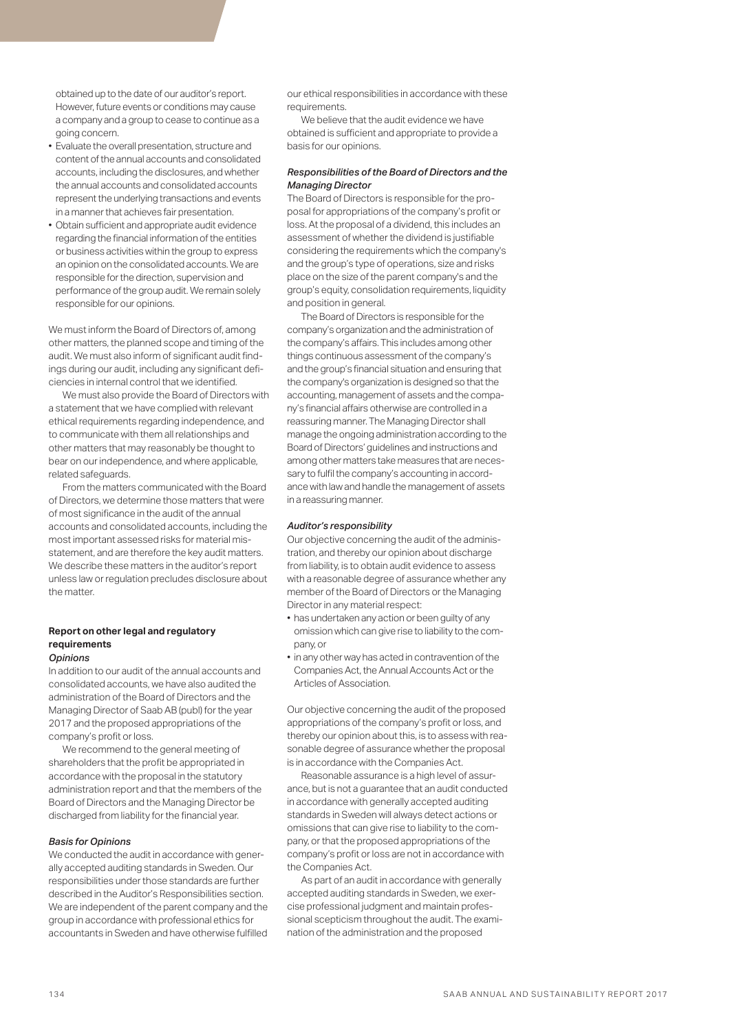obtained up to the date of our auditor's report. However, future events or conditions may cause a company and a group to cease to continue as a going concern.

- Evaluate the overall presentation, structure and content of the annual accounts and consolidated accounts, including the disclosures, and whether the annual accounts and consolidated accounts represent the underlying transactions and events in a manner that achieves fair presentation.
- Obtain sufficient and appropriate audit evidence regarding the financial information of the entities or business activities within the group to express an opinion on the consolidated accounts. We are responsible for the direction, supervision and performance of the group audit. We remain solely responsible for our opinions.

We must inform the Board of Directors of, among other matters, the planned scope and timing of the audit. We must also inform of significant audit findings during our audit, including any significant deficiencies in internal control that we identified.

We must also provide the Board of Directors with a statement that we have complied with relevant ethical requirements regarding independence, and to communicate with them all relationships and other matters that may reasonably be thought to bear on our independence, and where applicable, related safeguards.

From the matters communicated with the Board of Directors, we determine those matters that were of most significance in the audit of the annual accounts and consolidated accounts, including the most important assessed risks for material misstatement, and are therefore the key audit matters. We describe these matters in the auditor's report unless law or regulation precludes disclosure about the matter.

## Report on other legal and regulatory requirements

### *Opinions*

In addition to our audit of the annual accounts and consolidated accounts, we have also audited the administration of the Board of Directors and the Managing Director of Saab AB (publ) for the year 2017 and the proposed appropriations of the company's profit or loss.

We recommend to the general meeting of shareholders that the profit be appropriated in accordance with the proposal in the statutory administration report and that the members of the Board of Directors and the Managing Director be discharged from liability for the financial year.

### *Basis for Opinions*

We conducted the audit in accordance with generally accepted auditing standards in Sweden. Our responsibilities under those standards are further described in the Auditor's Responsibilities section. We are independent of the parent company and the group in accordance with professional ethics for accountants in Sweden and have otherwise fulfilled our ethical responsibilities in accordance with these requirements.

We believe that the audit evidence we have obtained is sufficient and appropriate to provide a basis for our opinions.

### *Responsibilities of the Board of Directors and the Managing Director*

The Board of Directors is responsible for the proposal for appropriations of the company's profit or loss. At the proposal of a dividend, this includes an assessment of whether the dividend is justifiable considering the requirements which the company's and the group's type of operations, size and risks place on the size of the parent company's and the group's equity, consolidation requirements, liquidity and position in general.

The Board of Directors is responsible for the company's organization and the administration of the company's affairs. This includes among other things continuous assessment of the company's and the group's financial situation and ensuring that the company's organization is designed so that the accounting, management of assets and the company's financial affairs otherwise are controlled in a reassuring manner. The Managing Director shall manage the ongoing administration according to the Board of Directors' guidelines and instructions and among other matters take measures that are necessary to fulfil the company's accounting in accordance with law and handle the management of assets in a reassuring manner.

### *Auditor's responsibility*

Our objective concerning the audit of the administration, and thereby our opinion about discharge from liability, is to obtain audit evidence to assess with a reasonable degree of assurance whether any member of the Board of Directors or the Managing Director in any material respect:

- has undertaken any action or been guilty of any omission which can give rise to liability to the company, or
- in any other way has acted in contravention of the Companies Act, the Annual Accounts Act or the Articles of Association.

Our objective concerning the audit of the proposed appropriations of the company's profit or loss, and thereby our opinion about this, is to assess with reasonable degree of assurance whether the proposal is in accordance with the Companies Act.

Reasonable assurance is a high level of assurance, but is not a guarantee that an audit conducted in accordance with generally accepted auditing standards in Sweden will always detect actions or omissions that can give rise to liability to the company, or that the proposed appropriations of the company's profit or loss are not in accordance with the Companies Act.

As part of an audit in accordance with generally accepted auditing standards in Sweden, we exercise professional judgment and maintain professional scepticism throughout the audit. The examination of the administration and the proposed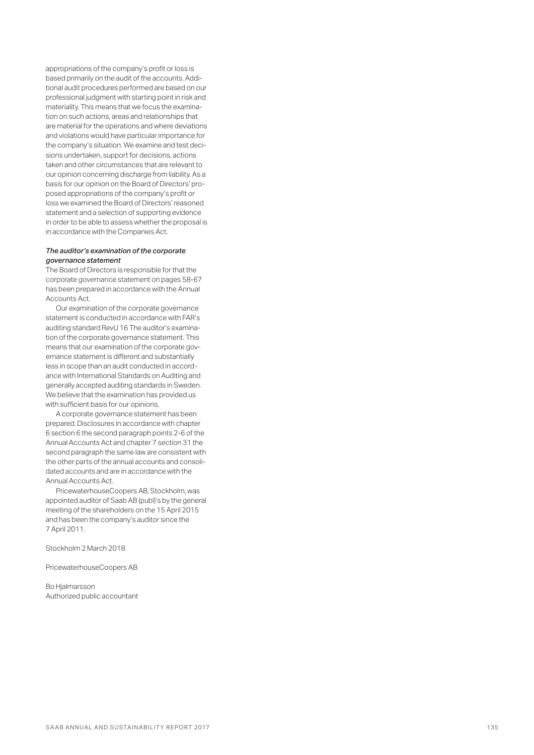appropriations of the company's profit or loss is based primarily on the audit of the accounts. Additional audit procedures performed are based on our professional judgment with starting point in risk and materiality. This means that we focus the examination on such actions, areas and relationships that are material for the operations and where deviations and violations would have particular importance for the company's situation. We examine and test decisions undertaken, support for decisions, actions taken and other circumstances that are relevant to our opinion concerning discharge from liability. As a basis for our opinion on the Board of Directors' proposed appropriations of the company's profit or loss we examined the Board of Directors' reasoned statement and a selection of supporting evidence in order to be able to assess whether the proposal is in accordance with the Companies Act.

***The auditor's examination of the corporate governance statement***

The Board of Directors is responsible for that the corporate governance statement on pages 58-67 has been prepared in accordance with the Annual Accounts Act.

Our examination of the corporate governance statement is conducted in accordance with FAR's auditing standard RevU 16 The auditor's examination of the corporate governance statement. This means that our examination of the corporate governance statement is different and substantially less in scope than an audit conducted in accordance with International Standards on Auditing and generally accepted auditing standards in Sweden. We believe that the examination has provided us with sufficient basis for our opinions.

A corporate governance statement has been prepared. Disclosures in accordance with chapter 6 section 6 the second paragraph points 2-6 of the Annual Accounts Act and chapter 7 section 31 the second paragraph the same law are consistent with the other parts of the annual accounts and consolidated accounts and are in accordance with the Annual Accounts Act.

PricewaterhouseCoopers AB, Stockholm, was appointed auditor of Saab AB (publ)'s by the general meeting of the shareholders on the 15 April 2015 and has been the company's auditor since the 7 April 2011.

Stockholm 2 March 2018

PricewaterhouseCoopers AB

Bo Hjalmarsson
Authorized public accountant